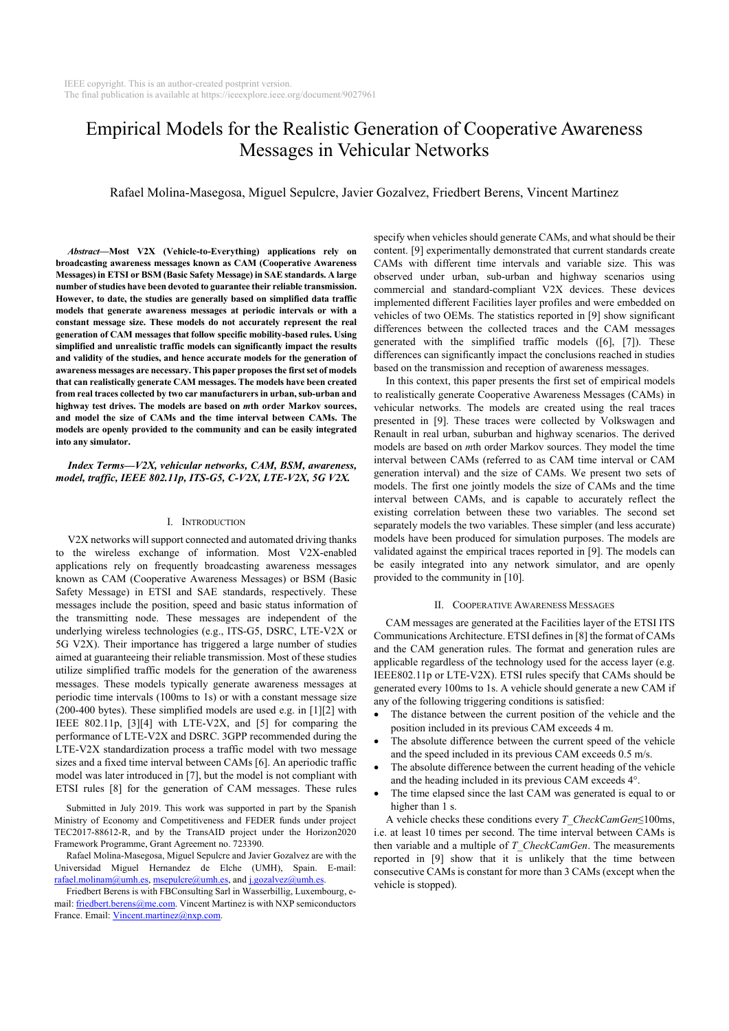IEEE copyright. This is an author-created postprint version.
The final publication is available at https://ieeexplore.ieee.org/document/9027961

# Empirical Models for the Realistic Generation of Cooperative Awareness Messages in Vehicular Networks

Rafael Molina-Masegosa, Miguel Sepulcre, Javier Gozalvez, Friedbert Berens, Vincent Martinez

***Abstract*—Most V2X (Vehicle-to-Everything) applications rely on broadcasting awareness messages known as CAM (Cooperative Awareness Messages) in ETSI or BSM (Basic Safety Message) in SAE standards. A large number of studies have been devoted to guarantee their reliable transmission. However, to date, the studies are generally based on simplified data traffic models that generate awareness messages at periodic intervals or with a constant message size. These models do not accurately represent the real generation of CAM messages that follow specific mobility-based rules. Using simplified and unrealistic traffic models can significantly impact the results and validity of the studies, and hence accurate models for the generation of awareness messages are necessary. This paper proposes the first set of models that can realistically generate CAM messages. The models have been created from real traces collected by two car manufacturers in urban, sub-urban and highway test drives. The models are based on *m*th order Markov sources, and model the size of CAMs and the time interval between CAMs. The models are openly provided to the community and can be easily integrated into any simulator.**

***Index Terms*—V2X, vehicular networks, CAM, BSM, awareness, model, traffic, IEEE 802.11p, ITS-G5, C-V2X, LTE-V2X, 5G V2X.**

## I. Introduction

V2X networks will support connected and automated driving thanks to the wireless exchange of information. Most V2X-enabled applications rely on frequently broadcasting awareness messages known as CAM (Cooperative Awareness Messages) or BSM (Basic Safety Message) in ETSI and SAE standards, respectively. These messages include the position, speed and basic status information of the transmitting node. These messages are independent of the underlying wireless technologies (e.g., ITS-G5, DSRC, LTE-V2X or 5G V2X). Their importance has triggered a large number of studies aimed at guaranteeing their reliable transmission. Most of these studies utilize simplified traffic models for the generation of the awareness messages. These models typically generate awareness messages at periodic time intervals (100ms to 1s) or with a constant message size (200-400 bytes). These simplified models are used e.g. in [1][2] with IEEE 802.11p, [3][4] with LTE-V2X, and [5] for comparing the performance of LTE-V2X and DSRC. 3GPP recommended during the LTE-V2X standardization process a traffic model with two message sizes and a fixed time interval between CAMs [6]. An aperiodic traffic model was later introduced in [7], but the model is not compliant with ETSI rules [8] for the generation of CAM messages. These rules specify when vehicles should generate CAMs, and what should be their content. [9] experimentally demonstrated that current standards create CAMs with different time intervals and variable size. This was observed under urban, sub-urban and highway scenarios using commercial and standard-compliant V2X devices. These devices implemented different Facilities layer profiles and were embedded on vehicles of two OEMs. The statistics reported in [9] show significant differences between the collected traces and the CAM messages generated with the simplified traffic models ([6], [7]). These differences can significantly impact the conclusions reached in studies based on the transmission and reception of awareness messages.

In this context, this paper presents the first set of empirical models to realistically generate Cooperative Awareness Messages (CAMs) in vehicular networks. The models are created using the real traces presented in [9]. These traces were collected by Volkswagen and Renault in real urban, suburban and highway scenarios. The derived models are based on *m*th order Markov sources. They model the time interval between CAMs (referred to as CAM time interval or CAM generation interval) and the size of CAMs. We present two sets of models. The first one jointly models the size of CAMs and the time interval between CAMs, and is capable to accurately reflect the existing correlation between these two variables. The second set separately models the two variables. These simpler (and less accurate) models have been produced for simulation purposes. The models are validated against the empirical traces reported in [9]. The models can be easily integrated into any network simulator, and are openly provided to the community in [10].

## II. Cooperative Awareness Messages

CAM messages are generated at the Facilities layer of the ETSI ITS Communications Architecture. ETSI defines in [8] the format of CAMs and the CAM generation rules. The format and generation rules are applicable regardless of the technology used for the access layer (e.g. IEEE802.11p or LTE-V2X). ETSI rules specify that CAMs should be generated every 100ms to 1s. A vehicle should generate a new CAM if any of the following triggering conditions is satisfied:

- The distance between the current position of the vehicle and the position included in its previous CAM exceeds 4 m.
- The absolute difference between the current speed of the vehicle and the speed included in its previous CAM exceeds 0.5 m/s.
- The absolute difference between the current heading of the vehicle and the heading included in its previous CAM exceeds 4°.
- The time elapsed since the last CAM was generated is equal to or higher than 1 s.

A vehicle checks these conditions every *T_CheckCamGen*≤100ms, i.e. at least 10 times per second. The time interval between CAMs is then variable and a multiple of *T_CheckCamGen*. The measurements reported in [9] show that it is unlikely that the time between consecutive CAMs is constant for more than 3 CAMs (except when the vehicle is stopped).

Submitted in July 2019. This work was supported in part by the Spanish Ministry of Economy and Competitiveness and FEDER funds under project TEC2017-88612-R, and by the TransAID project under the Horizon2020 Framework Programme, Grant Agreement no. 723390.

Rafael Molina-Masegosa, Miguel Sepulcre and Javier Gozalvez are with the Universidad Miguel Hernandez de Elche (UMH), Spain. E-mail: rafael.molinam@umh.es, msepulcre@umh.es, and j.gozalvez@umh.es.

Friedbert Berens is with FBConsulting Sarl in Wasserbillig, Luxembourg, e-mail: friedbert.berens@me.com. Vincent Martinez is with NXP semiconductors France. Email: Vincent.martinez@nxp.com.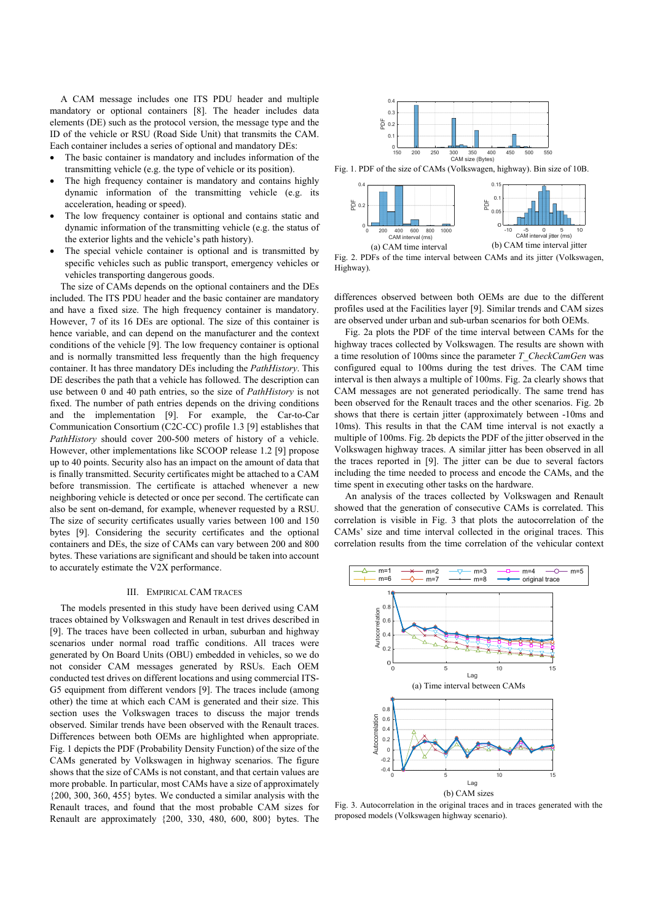A CAM message includes one ITS PDU header and multiple mandatory or optional containers [8]. The header includes data elements (DE) such as the protocol version, the message type and the ID of the vehicle or RSU (Road Side Unit) that transmits the CAM. Each container includes a series of optional and mandatory DEs:

- The basic container is mandatory and includes information of the transmitting vehicle (e.g. the type of vehicle or its position).
- The high frequency container is mandatory and contains highly dynamic information of the transmitting vehicle (e.g. its acceleration, heading or speed).
- The low frequency container is optional and contains static and dynamic information of the transmitting vehicle (e.g. the status of the exterior lights and the vehicle's path history).
- The special vehicle container is optional and is transmitted by specific vehicles such as public transport, emergency vehicles or vehicles transporting dangerous goods.

The size of CAMs depends on the optional containers and the DEs included. The ITS PDU header and the basic container are mandatory and have a fixed size. The high frequency container is mandatory. However, 7 of its 16 DEs are optional. The size of this container is hence variable, and can depend on the manufacturer and the context conditions of the vehicle [9]. The low frequency container is optional and is normally transmitted less frequently than the high frequency container. It has three mandatory DEs including the *PathHistory*. This DE describes the path that a vehicle has followed. The description can use between 0 and 40 path entries, so the size of *PathHistory* is not fixed. The number of path entries depends on the driving conditions and the implementation [9]. For example, the Car-to-Car Communication Consortium (C2C-CC) profile 1.3 [9] establishes that *PathHistory* should cover 200-500 meters of history of a vehicle. However, other implementations like SCOOP release 1.2 [9] propose up to 40 points. Security also has an impact on the amount of data that is finally transmitted. Security certificates might be attached to a CAM before transmission. The certificate is attached whenever a new neighboring vehicle is detected or once per second. The certificate can also be sent on-demand, for example, whenever requested by a RSU. The size of security certificates usually varies between 100 and 150 bytes [9]. Considering the security certificates and the optional containers and DEs, the size of CAMs can vary between 200 and 800 bytes. These variations are significant and should be taken into account to accurately estimate the V2X performance.

## III. Empirical CAM Traces

The models presented in this study have been derived using CAM traces obtained by Volkswagen and Renault in test drives described in [9]. The traces have been collected in urban, suburban and highway scenarios under normal road traffic conditions. All traces were generated by On Board Units (OBU) embedded in vehicles, so we do not consider CAM messages generated by RSUs. Each OEM conducted test drives on different locations and using commercial ITS-G5 equipment from different vendors [9]. The traces include (among other) the time at which each CAM is generated and their size. This section uses the Volkswagen traces to discuss the major trends observed. Similar trends have been observed with the Renault traces. Differences between both OEMs are highlighted when appropriate. Fig. 1 depicts the PDF (Probability Density Function) of the size of the CAMs generated by Volkswagen in highway scenarios. The figure shows that the size of CAMs is not constant, and that certain values are more probable. In particular, most CAMs have a size of approximately {200, 300, 360, 455} bytes. We conducted a similar analysis with the Renault traces, and found that the most probable CAM sizes for Renault are approximately {200, 330, 480, 600, 800} bytes. The differences observed between both OEMs are due to the different profiles used at the Facilities layer [9]. Similar trends and CAM sizes are observed under urban and sub-urban scenarios for both OEMs.

Fig. 1. PDF of the size of CAMs (Volkswagen, highway). Bin size of 10B.

(a) CAM time interval (b) CAM time interval jitter

Fig. 2. PDFs of the time interval between CAMs and its jitter (Volkswagen, Highway).

Fig. 2a plots the PDF of the time interval between CAMs for the highway traces collected by Volkswagen. The results are shown with a time resolution of 100ms since the parameter *T_CheckCamGen* was configured equal to 100ms during the test drives. The CAM time interval is then always a multiple of 100ms. Fig. 2a clearly shows that CAM messages are not generated periodically. The same trend has been observed for the Renault traces and the other scenarios. Fig. 2b shows that there is certain jitter (approximately between -10ms and 10ms). This results in that the CAM time interval is not exactly a multiple of 100ms. Fig. 2b depicts the PDF of the jitter observed in the Volkswagen highway traces. A similar jitter has been observed in all the traces reported in [9]. The jitter can be due to several factors including the time needed to process and encode the CAMs, and the time spent in executing other tasks on the hardware.

An analysis of the traces collected by Volkswagen and Renault showed that the generation of consecutive CAMs is correlated. This correlation is visible in Fig. 3 that plots the autocorrelation of the CAMs' size and time interval collected in the original traces. This correlation results from the time correlation of the vehicular context

(a) Time interval between CAMs

(b) CAM sizes

Fig. 3. Autocorrelation in the original traces and in traces generated with the proposed models (Volkswagen highway scenario).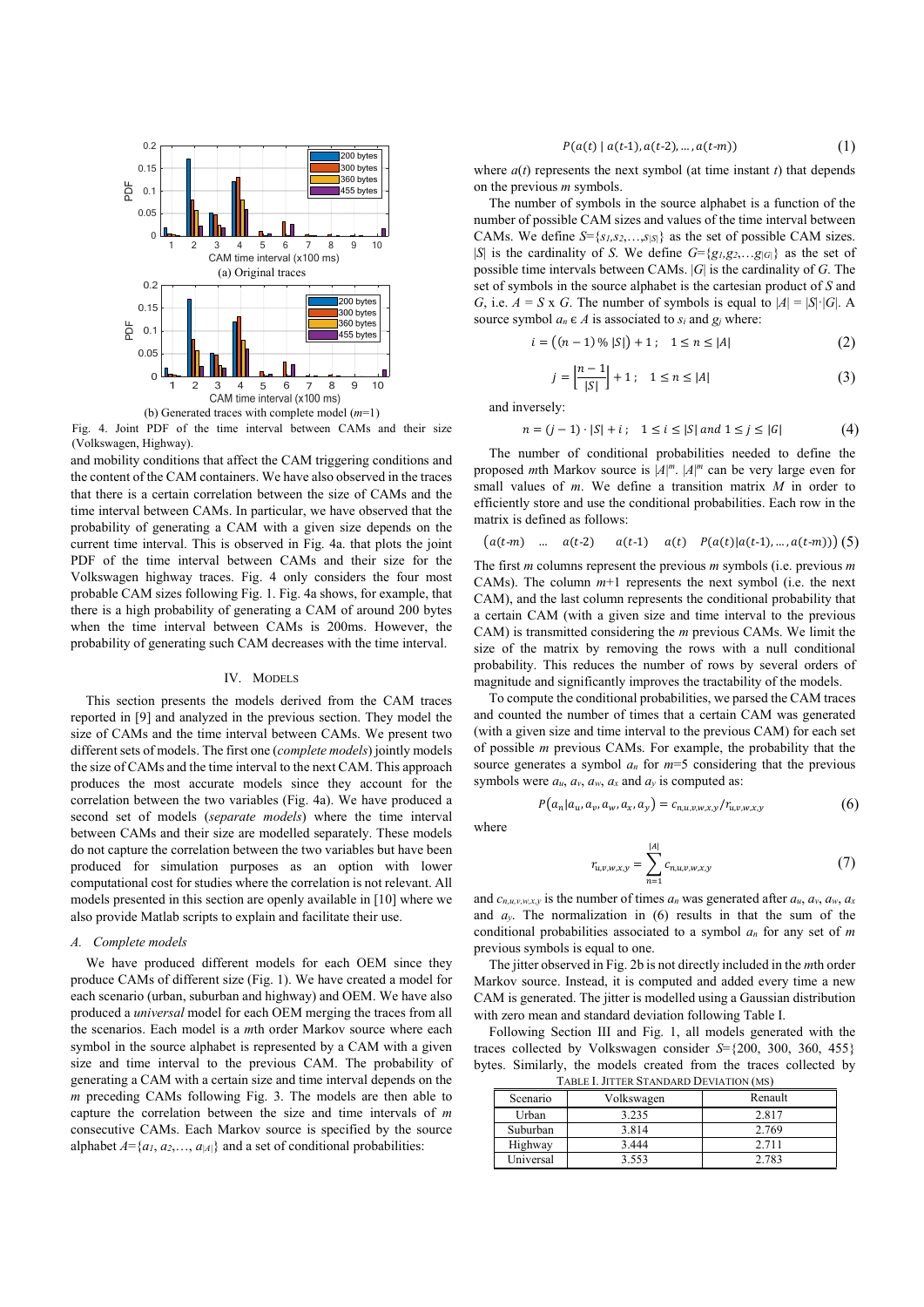Fig. 4. Joint PDF of the time interval between CAMs and their size (Volkswagen, Highway).

and mobility conditions that affect the CAM triggering conditions and the content of the CAM containers. We have also observed in the traces that there is a certain correlation between the size of CAMs and the time interval between CAMs. In particular, we have observed that the probability of generating a CAM with a given size depends on the current time interval. This is observed in Fig. 4a. that plots the joint PDF of the time interval between CAMs and their size for the Volkswagen highway traces. Fig. 4 only considers the four most probable CAM sizes following Fig. 1. Fig. 4a shows, for example, that there is a high probability of generating a CAM of around 200 bytes when the time interval between CAMs is 200ms. However, the probability of generating such CAM decreases with the time interval.

## IV. Models

This section presents the models derived from the CAM traces reported in [9] and analyzed in the previous section. They model the size of CAMs and the time interval between CAMs. We present two different sets of models. The first one (*complete models*) jointly models the size of CAMs and the time interval to the next CAM. This approach produces the most accurate models since they account for the correlation between the two variables (Fig. 4a). We have produced a second set of models (*separate models*) where the time interval between CAMs and their size are modelled separately. These models do not capture the correlation between the two variables but have been produced for simulation purposes as an option with lower computational cost for studies where the correlation is not relevant. All models presented in this section are openly available in [10] where we also provide Matlab scripts to explain and facilitate their use.

### A. Complete models

We have produced different models for each OEM since they produce CAMs of different size (Fig. 1). We have created a model for each scenario (urban, suburban and highway) and OEM. We have also produced a *universal* model for each OEM merging the traces from all the scenarios. Each model is a *m*th order Markov source where each symbol in the source alphabet is represented by a CAM with a given size and time interval to the previous CAM. The probability of generating a CAM with a certain size and time interval depends on the *m* preceding CAMs following Fig. 3. The models are then able to capture the correlation between the size and time intervals of *m* consecutive CAMs. Each Markov source is specified by the source alphabet $A=\{a_1, a_2,\dots, a_{|A|}\}$ and a set of conditional probabilities:

$$P(a(t) \mid a(t\text{-}1), a(t\text{-}2), \dots, a(t\text{-}m)) \tag{1}$$

where $a(t)$ represents the next symbol (at time instant $t$) that depends on the previous $m$ symbols.

The number of symbols in the source alphabet is a function of the number of possible CAM sizes and values of the time interval between CAMs. We define $S=\{s_1,s_2,\dots,s_{|S|}\}$ as the set of possible CAM sizes. $|S|$ is the cardinality of $S$. We define $G=\{g_1,g_2,\dots g_{|G|}\}$ as the set of possible time intervals between CAMs. $|G|$ is the cardinality of $G$. The set of symbols in the source alphabet is the cartesian product of $S$ and $G$, i.e. $A = S \times G$. The number of symbols is equal to $|A| = |S|\cdot|G|$. A source symbol $a_n \in A$ is associated to $s_i$ and $g_j$ where:

$$i = \left((n-1)\,\%\,|S|\right) + 1\,; \quad 1 \le n \le |A| \tag{2}$$

$$j = \left\lfloor \frac{n-1}{|S|} \right\rfloor + 1\,; \quad 1 \le n \le |A| \tag{3}$$

and inversely:

$$n = (j-1)\cdot|S| + i\,; \quad 1 \le i \le |S| \text{ and } 1 \le j \le |G| \tag{4}$$

The number of conditional probabilities needed to define the proposed $m$th Markov source is $|A|^m$. $|A|^m$ can be very large even for small values of $m$. We define a transition matrix $M$ in order to efficiently store and use the conditional probabilities. Each row in the matrix is defined as follows:

$$\begin{pmatrix} a(t\text{-}m) & \dots & a(t\text{-}2) & a(t\text{-}1) & a(t) & P(a(t)|a(t\text{-}1),\dots,a(t\text{-}m)) \end{pmatrix} \tag{5}$$

The first $m$ columns represent the previous $m$ symbols (i.e. previous $m$ CAMs). The column $m$+1 represents the next symbol (i.e. the next CAM), and the last column represents the conditional probability that a certain CAM (with a given size and time interval to the previous CAM) is transmitted considering the $m$ previous CAMs. We limit the size of the matrix by removing the rows with a null conditional probability. This reduces the number of rows by several orders of magnitude and significantly improves the tractability of the models.

To compute the conditional probabilities, we parsed the CAM traces and counted the number of times that a certain CAM was generated (with a given size and time interval to the previous CAM) for each set of possible $m$ previous CAMs. For example, the probability that the source generates a symbol $a_n$ for $m$=5 considering that the previous symbols were $a_u$, $a_v$, $a_w$, $a_x$ and $a_y$ is computed as:

$$P(a_n|a_u, a_v, a_w, a_x, a_y) = c_{n,u,v,w,x,y}/r_{u,v,w,x,y} \tag{6}$$

where

$$r_{u,v,w,x,y} = \sum_{n=1}^{|A|} c_{n,u,v,w,x,y} \tag{7}$$

and $c_{n,u,v,w,x,y}$ is the number of times $a_n$ was generated after $a_u$, $a_v$, $a_w$, $a_x$ and $a_y$. The normalization in (6) results in that the sum of the conditional probabilities associated to a symbol $a_n$ for any set of $m$ previous symbols is equal to one.

The jitter observed in Fig. 2b is not directly included in the $m$th order Markov source. Instead, it is computed and added every time a new CAM is generated. The jitter is modelled using a Gaussian distribution with zero mean and standard deviation following Table I.

Following Section III and Fig. 1, all models generated with the traces collected by Volkswagen consider $S$={200, 300, 360, 455} bytes. Similarly, the models created from the traces collected by

TABLE I. Jitter Standard Deviation (ms)

| Scenario | Volkswagen | Renault |
|---|---|---|
| Urban | 3.235 | 2.817 |
| Suburban | 3.814 | 2.769 |
| Highway | 3.444 | 2.711 |
| Universal | 3.553 | 2.783 |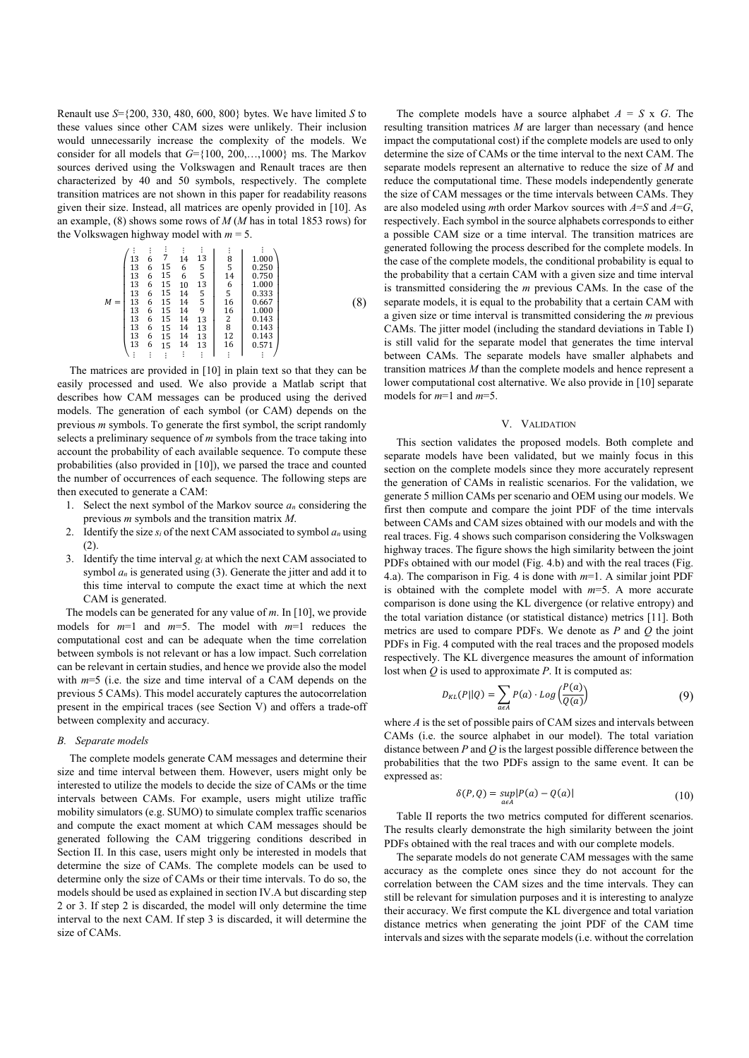Renault use $S$={200, 330, 480, 600, 800} bytes. We have limited $S$ to these values since other CAM sizes were unlikely. Their inclusion would unnecessarily increase the complexity of the models. We consider for all models that $G$={100, 200,…,1000} ms. The Markov sources derived using the Volkswagen and Renault traces are then characterized by 40 and 50 symbols, respectively. The complete transition matrices are not shown in this paper for readability reasons given their size. Instead, all matrices are openly provided in [10]. As an example, (8) shows some rows of $M$ ($M$ has in total 1853 rows) for the Volkswagen highway model with $m$ = 5.

$$M = \left(\begin{array}{cccccc|c|c} \vdots & \vdots & \vdots & \vdots & \vdots & & \vdots & \vdots \\ 13 & 6 & 7 & 14 & 13 & & 8 & 1.000 \\ 13 & 6 & 15 & 6 & 5 & & 5 & 0.250 \\ 13 & 6 & 15 & 6 & 5 & & 14 & 0.750 \\ 13 & 6 & 15 & 10 & 13 & & 6 & 1.000 \\ 13 & 6 & 15 & 14 & 5 & & 5 & 0.333 \\ 13 & 6 & 15 & 14 & 5 & & 16 & 0.667 \\ 13 & 6 & 15 & 14 & 9 & & 16 & 1.000 \\ 13 & 6 & 15 & 14 & 13 & & 2 & 0.143 \\ 13 & 6 & 15 & 14 & 13 & & 8 & 0.143 \\ 13 & 6 & 15 & 14 & 13 & & 12 & 0.143 \\ 13 & 6 & 15 & 14 & 13 & & 16 & 0.571 \\ \vdots & \vdots & \vdots & \vdots & \vdots & & \vdots & \vdots \end{array}\right) \tag{8}$$

The matrices are provided in [10] in plain text so that they can be easily processed and used. We also provide a Matlab script that describes how CAM messages can be produced using the derived models. The generation of each symbol (or CAM) depends on the previous $m$ symbols. To generate the first symbol, the script randomly selects a preliminary sequence of $m$ symbols from the trace taking into account the probability of each available sequence. To compute these probabilities (also provided in [10]), we parsed the trace and counted the number of occurrences of each sequence. The following steps are then executed to generate a CAM:

1. Select the next symbol of the Markov source $a_n$ considering the previous $m$ symbols and the transition matrix $M$.
2. Identify the size $s_i$ of the next CAM associated to symbol $a_n$ using (2).
3. Identify the time interval $g_i$ at which the next CAM associated to symbol $a_n$ is generated using (3). Generate the jitter and add it to this time interval to compute the exact time at which the next CAM is generated.

The models can be generated for any value of $m$. In [10], we provide models for $m$=1 and $m$=5. The model with $m$=1 reduces the computational cost and can be adequate when the time correlation between symbols is not relevant or has a low impact. Such correlation can be relevant in certain studies, and hence we provide also the model with $m$=5 (i.e. the size and time interval of a CAM depends on the previous 5 CAMs). This model accurately captures the autocorrelation present in the empirical traces (see Section V) and offers a trade-off between complexity and accuracy.

### *B. Separate models*

The complete models generate CAM messages and determine their size and time interval between them. However, users might only be interested to utilize the models to decide the size of CAMs or the time intervals between CAMs. For example, users might utilize traffic mobility simulators (e.g. SUMO) to simulate complex traffic scenarios and compute the exact moment at which CAM messages should be generated following the CAM triggering conditions described in Section II. In this case, users might only be interested in models that determine the size of CAMs. The complete models can be used to determine only the size of CAMs or their time intervals. To do so, the models should be used as explained in section IV.A but discarding step 2 or 3. If step 2 is discarded, the model will only determine the time interval to the next CAM. If step 3 is discarded, it will determine the size of CAMs.

The complete models have a source alphabet $A$ = $S$ x $G$. The resulting transition matrices $M$ are larger than necessary (and hence impact the computational cost) if the complete models are used to only determine the size of CAMs or the time interval to the next CAM. The separate models represent an alternative to reduce the size of $M$ and reduce the computational time. These models independently generate the size of CAM messages or the time intervals between CAMs. They are also modeled using $m$th order Markov sources with $A$=$S$ and $A$=$G$, respectively. Each symbol in the source alphabets corresponds to either a possible CAM size or a time interval. The transition matrices are generated following the process described for the complete models. In the case of the complete models, the conditional probability is equal to the probability that a certain CAM with a given size and time interval is transmitted considering the $m$ previous CAMs. In the case of the separate models, it is equal to the probability that a certain CAM with a given size or time interval is transmitted considering the $m$ previous CAMs. The jitter model (including the standard deviations in Table I) is still valid for the separate model that generates the time interval between CAMs. The separate models have smaller alphabets and transition matrices $M$ than the complete models and hence represent a lower computational cost alternative. We also provide in [10] separate models for $m$=1 and $m$=5.

## V. Validation

This section validates the proposed models. Both complete and separate models have been validated, but we mainly focus in this section on the complete models since they more accurately represent the generation of CAMs in realistic scenarios. For the validation, we generate 5 million CAMs per scenario and OEM using our models. We first then compute and compare the joint PDF of the time intervals between CAMs and CAM sizes obtained with our models and with the real traces. Fig. 4 shows such comparison considering the Volkswagen highway traces. The figure shows the high similarity between the joint PDFs obtained with our model (Fig. 4.b) and with the real traces (Fig. 4.a). The comparison in Fig. 4 is done with $m$=1. A similar joint PDF is obtained with the complete model with $m$=5. A more accurate comparison is done using the KL divergence (or relative entropy) and the total variation distance (or statistical distance) metrics [11]. Both metrics are used to compare PDFs. We denote as $P$ and $Q$ the joint PDFs in Fig. 4 computed with the real traces and the proposed models respectively. The KL divergence measures the amount of information lost when $Q$ is used to approximate $P$. It is computed as:

$$D_{KL}(P||Q) = \sum_{a \epsilon A} P(a) \cdot Log\left(\frac{P(a)}{Q(a)}\right) \tag{9}$$

where $A$ is the set of possible pairs of CAM sizes and intervals between CAMs (i.e. the source alphabet in our model). The total variation distance between $P$ and $Q$ is the largest possible difference between the probabilities that the two PDFs assign to the same event. It can be expressed as:

$$\delta(P,Q) = \sup_{a \epsilon A} |P(a) - Q(a)| \tag{10}$$

Table II reports the two metrics computed for different scenarios. The results clearly demonstrate the high similarity between the joint PDFs obtained with the real traces and with our complete models.

The separate models do not generate CAM messages with the same accuracy as the complete ones since they do not account for the correlation between the CAM sizes and the time intervals. They can still be relevant for simulation purposes and it is interesting to analyze their accuracy. We first compute the KL divergence and total variation distance metrics when generating the joint PDF of the CAM time intervals and sizes with the separate models (i.e. without the correlation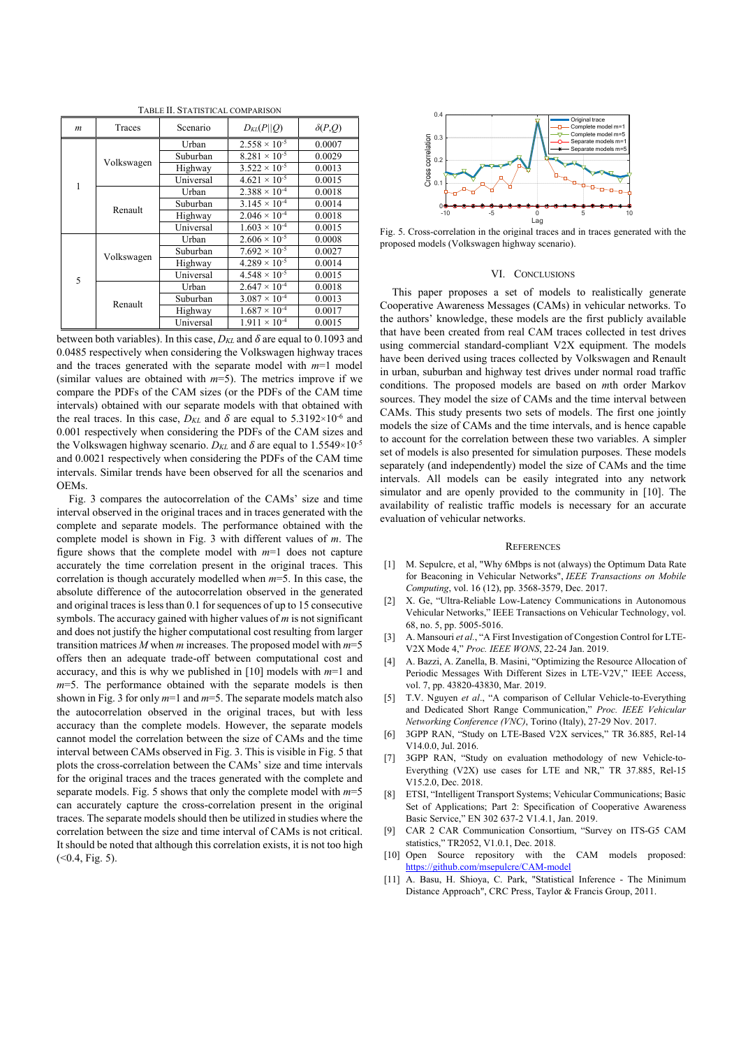TABLE II. STATISTICAL COMPARISON

| $m$ | Traces | Scenario | $D_{KL}(P\|\|Q)$ | $\delta(P,Q)$ |
|---|---|---|---|---|
| 1 | Volkswagen | Urban | $2.558 \times 10^{-5}$ | 0.0007 |
| | | Suburban | $8.281 \times 10^{-5}$ | 0.0029 |
| | | Highway | $3.522 \times 10^{-5}$ | 0.0013 |
| | | Universal | $4.621 \times 10^{-5}$ | 0.0015 |
| | Renault | Urban | $2.388 \times 10^{-4}$ | 0.0018 |
| | | Suburban | $3.145 \times 10^{-4}$ | 0.0014 |
| | | Highway | $2.046 \times 10^{-4}$ | 0.0018 |
| | | Universal | $1.603 \times 10^{-4}$ | 0.0015 |
| 5 | Volkswagen | Urban | $2.606 \times 10^{-5}$ | 0.0008 |
| | | Suburban | $7.692 \times 10^{-5}$ | 0.0027 |
| | | Highway | $4.289 \times 10^{-5}$ | 0.0014 |
| | | Universal | $4.548 \times 10^{-5}$ | 0.0015 |
| | Renault | Urban | $2.647 \times 10^{-4}$ | 0.0018 |
| | | Suburban | $3.087 \times 10^{-4}$ | 0.0013 |
| | | Highway | $1.687 \times 10^{-4}$ | 0.0017 |
| | | Universal | $1.911 \times 10^{-4}$ | 0.0015 |

between both variables). In this case, $D_{KL}$ and $\delta$ are equal to 0.1093 and 0.0485 respectively when considering the Volkswagen highway traces and the traces generated with the separate model with $m$=1 model (similar values are obtained with $m$=5). The metrics improve if we compare the PDFs of the CAM sizes (or the PDFs of the CAM time intervals) obtained with our separate models with that obtained with the real traces. In this case, $D_{KL}$ and $\delta$ are equal to $5.3192\times10^{-6}$ and 0.001 respectively when considering the PDFs of the CAM sizes and the Volkswagen highway scenario. $D_{KL}$ and $\delta$ are equal to $1.5549\times10^{-5}$ and 0.0021 respectively when considering the PDFs of the CAM time intervals. Similar trends have been observed for all the scenarios and OEMs.

Fig. 3 compares the autocorrelation of the CAMs' size and time interval observed in the original traces and in traces generated with the complete and separate models. The performance obtained with the complete model is shown in Fig. 3 with different values of $m$. The figure shows that the complete model with $m$=1 does not capture accurately the time correlation present in the original traces. This correlation is though accurately modelled when $m$=5. In this case, the absolute difference of the autocorrelation observed in the generated and original traces is less than 0.1 for sequences of up to 15 consecutive symbols. The accuracy gained with higher values of $m$ is not significant and does not justify the higher computational cost resulting from larger transition matrices $M$ when $m$ increases. The proposed model with $m$=5 offers then an adequate trade-off between computational cost and accuracy, and this is why we published in [10] models with $m$=1 and $m$=5. The performance obtained with the separate models is then shown in Fig. 3 for only $m$=1 and $m$=5. The separate models match also the autocorrelation observed in the original traces, but with less accuracy than the complete models. However, the separate models cannot model the correlation between the size of CAMs and the time interval between CAMs observed in Fig. 3. This is visible in Fig. 5 that plots the cross-correlation between the CAMs' size and time intervals for the original traces and the traces generated with the complete and separate models. Fig. 5 shows that only the complete model with $m$=5 can accurately capture the cross-correlation present in the original traces. The separate models should then be utilized in studies where the correlation between the size and time interval of CAMs is not critical. It should be noted that although this correlation exists, it is not too high (<0.4, Fig. 5).

0.4
0.3
0.2
0.1
0
Cross correlation
-10
-5
0
5
10
Lag
Original trace
Complete model m=1
Complete model m=5
Separate models m=1
Separate models m=5

Fig. 5. Cross-correlation in the original traces and in traces generated with the proposed models (Volkswagen highway scenario).

## VI. CONCLUSIONS

This paper proposes a set of models to realistically generate Cooperative Awareness Messages (CAMs) in vehicular networks. To the authors' knowledge, these models are the first publicly available that have been created from real CAM traces collected in test drives using commercial standard-compliant V2X equipment. The models have been derived using traces collected by Volkswagen and Renault in urban, suburban and highway test drives under normal road traffic conditions. The proposed models are based on $m$th order Markov sources. They model the size of CAMs and the time interval between CAMs. This study presents two sets of models. The first one jointly models the size of CAMs and the time intervals, and is hence capable to account for the correlation between these two variables. A simpler set of models is also presented for simulation purposes. These models separately (and independently) model the size of CAMs and the time intervals. All models can be easily integrated into any network simulator and are openly provided to the community in [10]. The availability of realistic traffic models is necessary for an accurate evaluation of vehicular networks.

## REFERENCES

[1] M. Sepulcre, et al, "Why 6Mbps is not (always) the Optimum Data Rate for Beaconing in Vehicular Networks", *IEEE Transactions on Mobile Computing*, vol. 16 (12), pp. 3568-3579, Dec. 2017.

[2] X. Ge, "Ultra-Reliable Low-Latency Communications in Autonomous Vehicular Networks," IEEE Transactions on Vehicular Technology, vol. 68, no. 5, pp. 5005-5016.

[3] A. Mansouri *et al.*, "A First Investigation of Congestion Control for LTE-V2X Mode 4," *Proc. IEEE WONS*, 22-24 Jan. 2019.

[4] A. Bazzi, A. Zanella, B. Masini, "Optimizing the Resource Allocation of Periodic Messages With Different Sizes in LTE-V2V," IEEE Access, vol. 7, pp. 43820-43830, Mar. 2019.

[5] T.V. Nguyen *et al*., "A comparison of Cellular Vehicle-to-Everything and Dedicated Short Range Communication," *Proc. IEEE Vehicular Networking Conference (VNC)*, Torino (Italy), 27-29 Nov. 2017.

[6] 3GPP RAN, "Study on LTE-Based V2X services," TR 36.885, Rel-14 V14.0.0, Jul. 2016.

[7] 3GPP RAN, "Study on evaluation methodology of new Vehicle-to-Everything (V2X) use cases for LTE and NR," TR 37.885, Rel-15 V15.2.0, Dec. 2018.

[8] ETSI, "Intelligent Transport Systems; Vehicular Communications; Basic Set of Applications; Part 2: Specification of Cooperative Awareness Basic Service," EN 302 637-2 V1.4.1, Jan. 2019.

[9] CAR 2 CAR Communication Consortium, "Survey on ITS-G5 CAM statistics," TR2052, V1.0.1, Dec. 2018.

[10] Open Source repository with the CAM models proposed: https://github.com/msepulcre/CAM-model

[11] A. Basu, H. Shioya, C. Park, "Statistical Inference - The Minimum Distance Approach", CRC Press, Taylor & Francis Group, 2011.